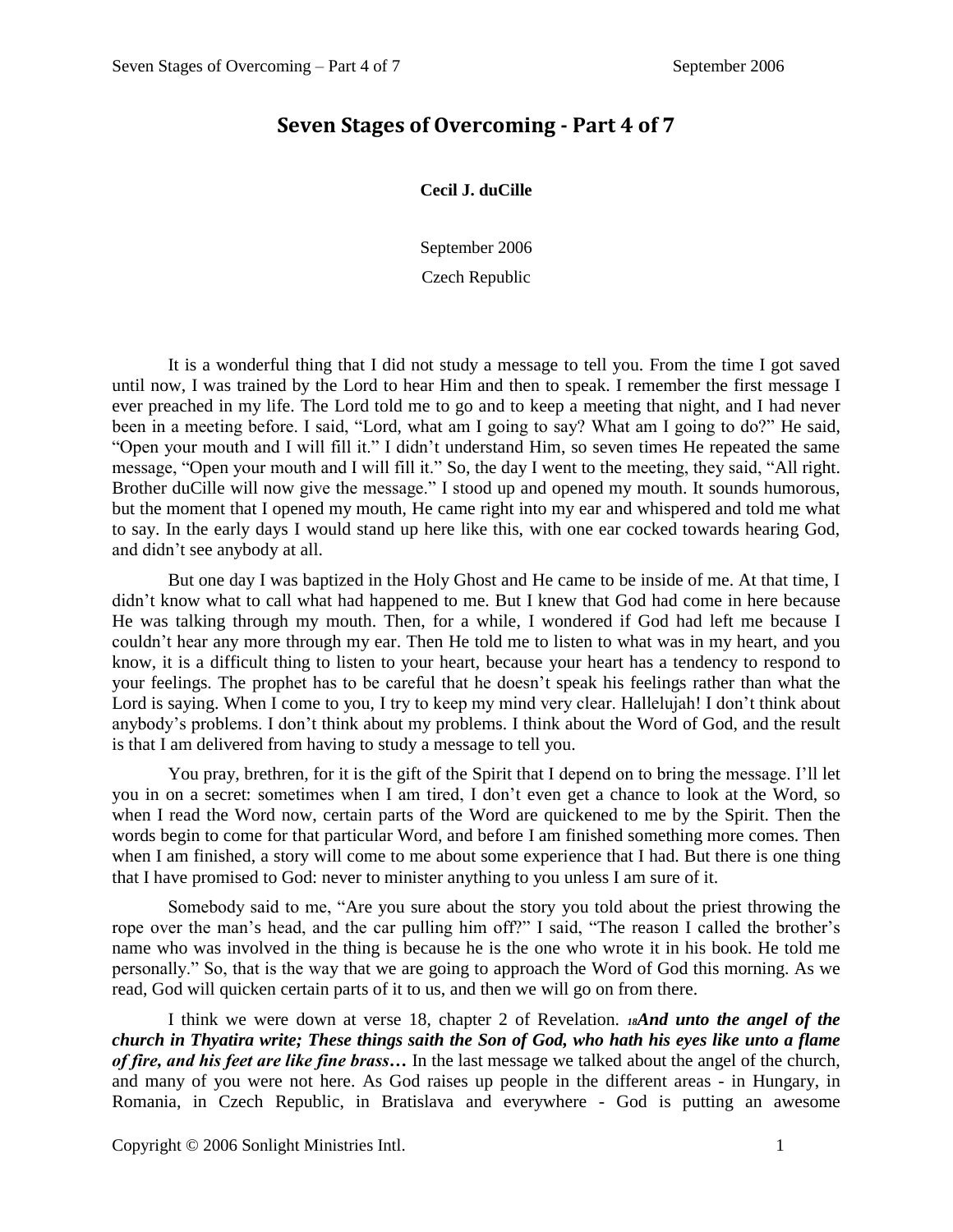# Seven Stages of Overcoming - Part 4 of 7

**Cecil J. duCille**

September 2006

Czech Republic

It is a wonderful thing that I did not study a message to tell you. From the time I got saved until now, I was trained by the Lord to hear Him and then to speak. I remember the first message I ever preached in my life. The Lord told me to go and to keep a meeting that night, and I had never been in a meeting before. I said, "Lord, what am I going to say? What am I going to do?" He said, "Open your mouth and I will fill it." I didn't understand Him, so seven times He repeated the same message, "Open your mouth and I will fill it." So, the day I went to the meeting, they said, "All right. Brother duCille will now give the message." I stood up and opened my mouth. It sounds humorous, but the moment that I opened my mouth, He came right into my ear and whispered and told me what to say. In the early days I would stand up here like this, with one ear cocked towards hearing God, and didn't see anybody at all.

But one day I was baptized in the Holy Ghost and He came to be inside of me. At that time, I didn't know what to call what had happened to me. But I knew that God had come in here because He was talking through my mouth. Then, for a while, I wondered if God had left me because I couldn't hear any more through my ear. Then He told me to listen to what was in my heart, and you know, it is a difficult thing to listen to your heart, because your heart has a tendency to respond to your feelings. The prophet has to be careful that he doesn't speak his feelings rather than what the Lord is saying. When I come to you, I try to keep my mind very clear. Hallelujah! I don't think about anybody's problems. I don't think about my problems. I think about the Word of God, and the result is that I am delivered from having to study a message to tell you.

You pray, brethren, for it is the gift of the Spirit that I depend on to bring the message. I'll let you in on a secret: sometimes when I am tired, I don't even get a chance to look at the Word, so when I read the Word now, certain parts of the Word are quickened to me by the Spirit. Then the words begin to come for that particular Word, and before I am finished something more comes. Then when I am finished, a story will come to me about some experience that I had. But there is one thing that I have promised to God: never to minister anything to you unless I am sure of it.

Somebody said to me, "Are you sure about the story you told about the priest throwing the rope over the man's head, and the car pulling him off?" I said, "The reason I called the brother's name who was involved in the thing is because he is the one who wrote it in his book. He told me personally." So, that is the way that we are going to approach the Word of God this morning. As we read, God will quicken certain parts of it to us, and then we will go on from there.

I think we were down at verse 18, chapter 2 of Revelation. ***18And unto the angel of the church in Thyatira write; These things saith the Son of God, who hath his eyes like unto a flame of fire, and his feet are like fine brass…*** In the last message we talked about the angel of the church, and many of you were not here. As God raises up people in the different areas - in Hungary, in Romania, in Czech Republic, in Bratislava and everywhere - God is putting an awesome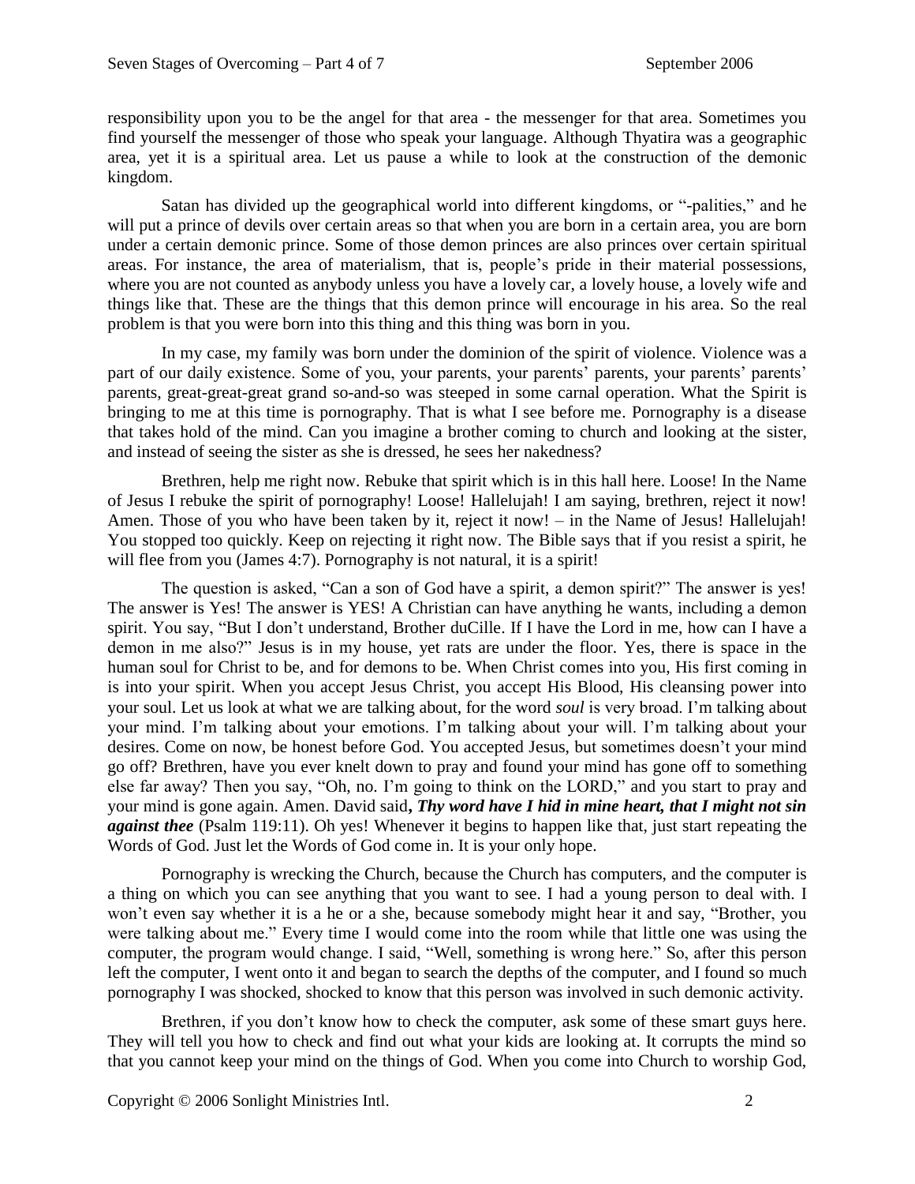responsibility upon you to be the angel for that area - the messenger for that area. Sometimes you find yourself the messenger of those who speak your language. Although Thyatira was a geographic area, yet it is a spiritual area. Let us pause a while to look at the construction of the demonic kingdom.

Satan has divided up the geographical world into different kingdoms, or "-palities," and he will put a prince of devils over certain areas so that when you are born in a certain area, you are born under a certain demonic prince. Some of those demon princes are also princes over certain spiritual areas. For instance, the area of materialism, that is, people's pride in their material possessions, where you are not counted as anybody unless you have a lovely car, a lovely house, a lovely wife and things like that. These are the things that this demon prince will encourage in his area. So the real problem is that you were born into this thing and this thing was born in you.

In my case, my family was born under the dominion of the spirit of violence. Violence was a part of our daily existence. Some of you, your parents, your parents' parents, your parents' parents' parents, great-great-great grand so-and-so was steeped in some carnal operation. What the Spirit is bringing to me at this time is pornography. That is what I see before me. Pornography is a disease that takes hold of the mind. Can you imagine a brother coming to church and looking at the sister, and instead of seeing the sister as she is dressed, he sees her nakedness?

Brethren, help me right now. Rebuke that spirit which is in this hall here. Loose! In the Name of Jesus I rebuke the spirit of pornography! Loose! Hallelujah! I am saying, brethren, reject it now! Amen. Those of you who have been taken by it, reject it now! – in the Name of Jesus! Hallelujah! You stopped too quickly. Keep on rejecting it right now. The Bible says that if you resist a spirit, he will flee from you (James 4:7). Pornography is not natural, it is a spirit!

The question is asked, "Can a son of God have a spirit, a demon spirit?" The answer is yes! The answer is Yes! The answer is YES! A Christian can have anything he wants, including a demon spirit. You say, "But I don't understand, Brother duCille. If I have the Lord in me, how can I have a demon in me also?" Jesus is in my house, yet rats are under the floor. Yes, there is space in the human soul for Christ to be, and for demons to be. When Christ comes into you, His first coming in is into your spirit. When you accept Jesus Christ, you accept His Blood, His cleansing power into your soul. Let us look at what we are talking about, for the word *soul* is very broad. I'm talking about your mind. I'm talking about your emotions. I'm talking about your will. I'm talking about your desires. Come on now, be honest before God. You accepted Jesus, but sometimes doesn't your mind go off? Brethren, have you ever knelt down to pray and found your mind has gone off to something else far away? Then you say, "Oh, no. I'm going to think on the LORD," and you start to pray and your mind is gone again. Amen. David said***, Thy word have I hid in mine heart, that I might not sin against thee*** (Psalm 119:11). Oh yes! Whenever it begins to happen like that, just start repeating the Words of God. Just let the Words of God come in. It is your only hope.

Pornography is wrecking the Church, because the Church has computers, and the computer is a thing on which you can see anything that you want to see. I had a young person to deal with. I won't even say whether it is a he or a she, because somebody might hear it and say, "Brother, you were talking about me." Every time I would come into the room while that little one was using the computer, the program would change. I said, "Well, something is wrong here." So, after this person left the computer, I went onto it and began to search the depths of the computer, and I found so much pornography I was shocked, shocked to know that this person was involved in such demonic activity.

Brethren, if you don't know how to check the computer, ask some of these smart guys here. They will tell you how to check and find out what your kids are looking at. It corrupts the mind so that you cannot keep your mind on the things of God. When you come into Church to worship God,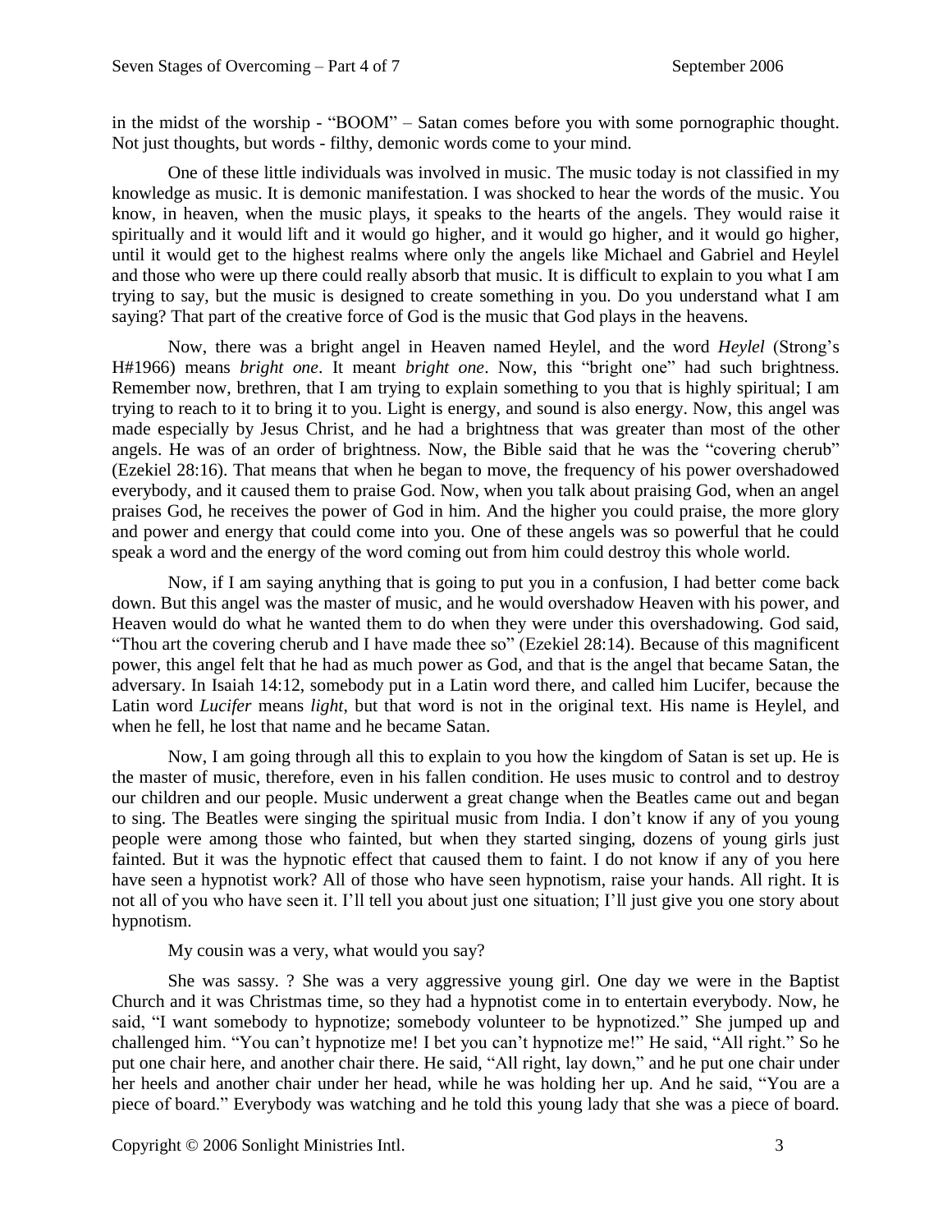in the midst of the worship - "BOOM" – Satan comes before you with some pornographic thought. Not just thoughts, but words - filthy, demonic words come to your mind.

One of these little individuals was involved in music. The music today is not classified in my knowledge as music. It is demonic manifestation. I was shocked to hear the words of the music. You know, in heaven, when the music plays, it speaks to the hearts of the angels. They would raise it spiritually and it would lift and it would go higher, and it would go higher, and it would go higher, until it would get to the highest realms where only the angels like Michael and Gabriel and Heylel and those who were up there could really absorb that music. It is difficult to explain to you what I am trying to say, but the music is designed to create something in you. Do you understand what I am saying? That part of the creative force of God is the music that God plays in the heavens.

Now, there was a bright angel in Heaven named Heylel, and the word *Heylel* (Strong's H#1966) means *bright one*. It meant *bright one*. Now, this "bright one" had such brightness. Remember now, brethren, that I am trying to explain something to you that is highly spiritual; I am trying to reach to it to bring it to you. Light is energy, and sound is also energy. Now, this angel was made especially by Jesus Christ, and he had a brightness that was greater than most of the other angels. He was of an order of brightness. Now, the Bible said that he was the "covering cherub" (Ezekiel 28:16). That means that when he began to move, the frequency of his power overshadowed everybody, and it caused them to praise God. Now, when you talk about praising God, when an angel praises God, he receives the power of God in him. And the higher you could praise, the more glory and power and energy that could come into you. One of these angels was so powerful that he could speak a word and the energy of the word coming out from him could destroy this whole world.

Now, if I am saying anything that is going to put you in a confusion, I had better come back down. But this angel was the master of music, and he would overshadow Heaven with his power, and Heaven would do what he wanted them to do when they were under this overshadowing. God said, "Thou art the covering cherub and I have made thee so" (Ezekiel 28:14). Because of this magnificent power, this angel felt that he had as much power as God, and that is the angel that became Satan, the adversary. In Isaiah 14:12, somebody put in a Latin word there, and called him Lucifer, because the Latin word *Lucifer* means *light*, but that word is not in the original text. His name is Heylel, and when he fell, he lost that name and he became Satan.

Now, I am going through all this to explain to you how the kingdom of Satan is set up. He is the master of music, therefore, even in his fallen condition. He uses music to control and to destroy our children and our people. Music underwent a great change when the Beatles came out and began to sing. The Beatles were singing the spiritual music from India. I don't know if any of you young people were among those who fainted, but when they started singing, dozens of young girls just fainted. But it was the hypnotic effect that caused them to faint. I do not know if any of you here have seen a hypnotist work? All of those who have seen hypnotism, raise your hands. All right. It is not all of you who have seen it. I'll tell you about just one situation; I'll just give you one story about hypnotism.

My cousin was a very, what would you say?

She was sassy. ? She was a very aggressive young girl. One day we were in the Baptist Church and it was Christmas time, so they had a hypnotist come in to entertain everybody. Now, he said, "I want somebody to hypnotize; somebody volunteer to be hypnotized." She jumped up and challenged him. "You can't hypnotize me! I bet you can't hypnotize me!" He said, "All right." So he put one chair here, and another chair there. He said, "All right, lay down," and he put one chair under her heels and another chair under her head, while he was holding her up. And he said, "You are a piece of board." Everybody was watching and he told this young lady that she was a piece of board.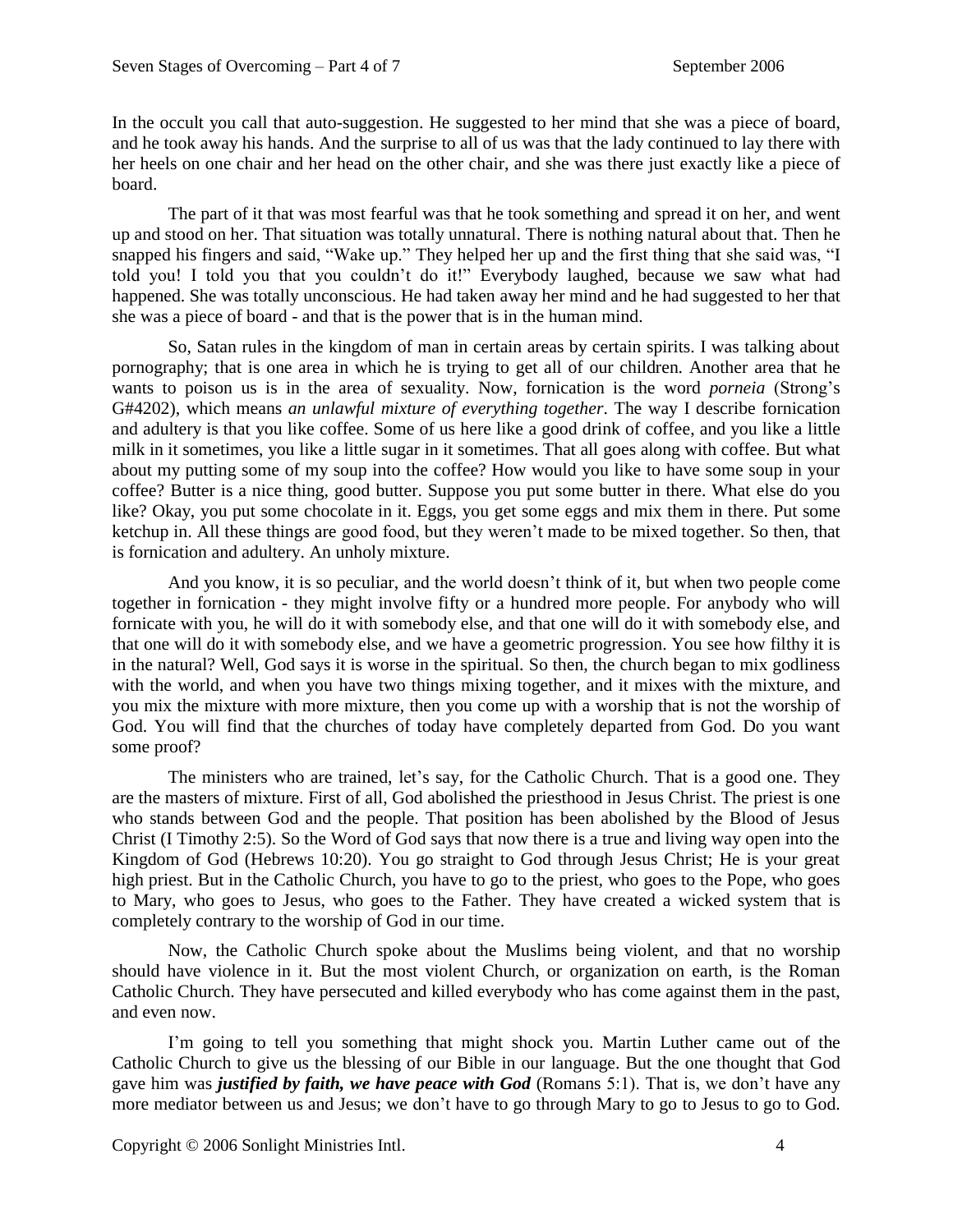In the occult you call that auto-suggestion. He suggested to her mind that she was a piece of board, and he took away his hands. And the surprise to all of us was that the lady continued to lay there with her heels on one chair and her head on the other chair, and she was there just exactly like a piece of board.

The part of it that was most fearful was that he took something and spread it on her, and went up and stood on her. That situation was totally unnatural. There is nothing natural about that. Then he snapped his fingers and said, "Wake up." They helped her up and the first thing that she said was, "I told you! I told you that you couldn't do it!" Everybody laughed, because we saw what had happened. She was totally unconscious. He had taken away her mind and he had suggested to her that she was a piece of board - and that is the power that is in the human mind.

So, Satan rules in the kingdom of man in certain areas by certain spirits. I was talking about pornography; that is one area in which he is trying to get all of our children. Another area that he wants to poison us is in the area of sexuality. Now, fornication is the word *porneia* (Strong's G#4202), which means *an unlawful mixture of everything together*. The way I describe fornication and adultery is that you like coffee. Some of us here like a good drink of coffee, and you like a little milk in it sometimes, you like a little sugar in it sometimes. That all goes along with coffee. But what about my putting some of my soup into the coffee? How would you like to have some soup in your coffee? Butter is a nice thing, good butter. Suppose you put some butter in there. What else do you like? Okay, you put some chocolate in it. Eggs, you get some eggs and mix them in there. Put some ketchup in. All these things are good food, but they weren't made to be mixed together. So then, that is fornication and adultery. An unholy mixture.

And you know, it is so peculiar, and the world doesn't think of it, but when two people come together in fornication - they might involve fifty or a hundred more people. For anybody who will fornicate with you, he will do it with somebody else, and that one will do it with somebody else, and that one will do it with somebody else, and we have a geometric progression. You see how filthy it is in the natural? Well, God says it is worse in the spiritual. So then, the church began to mix godliness with the world, and when you have two things mixing together, and it mixes with the mixture, and you mix the mixture with more mixture, then you come up with a worship that is not the worship of God. You will find that the churches of today have completely departed from God. Do you want some proof?

The ministers who are trained, let's say, for the Catholic Church. That is a good one. They are the masters of mixture. First of all, God abolished the priesthood in Jesus Christ. The priest is one who stands between God and the people. That position has been abolished by the Blood of Jesus Christ (I Timothy 2:5). So the Word of God says that now there is a true and living way open into the Kingdom of God (Hebrews 10:20). You go straight to God through Jesus Christ; He is your great high priest. But in the Catholic Church, you have to go to the priest, who goes to the Pope, who goes to Mary, who goes to Jesus, who goes to the Father. They have created a wicked system that is completely contrary to the worship of God in our time.

Now, the Catholic Church spoke about the Muslims being violent, and that no worship should have violence in it. But the most violent Church, or organization on earth, is the Roman Catholic Church. They have persecuted and killed everybody who has come against them in the past, and even now.

I'm going to tell you something that might shock you. Martin Luther came out of the Catholic Church to give us the blessing of our Bible in our language. But the one thought that God gave him was ***justified by faith, we have peace with God*** (Romans 5:1). That is, we don't have any more mediator between us and Jesus; we don't have to go through Mary to go to Jesus to go to God.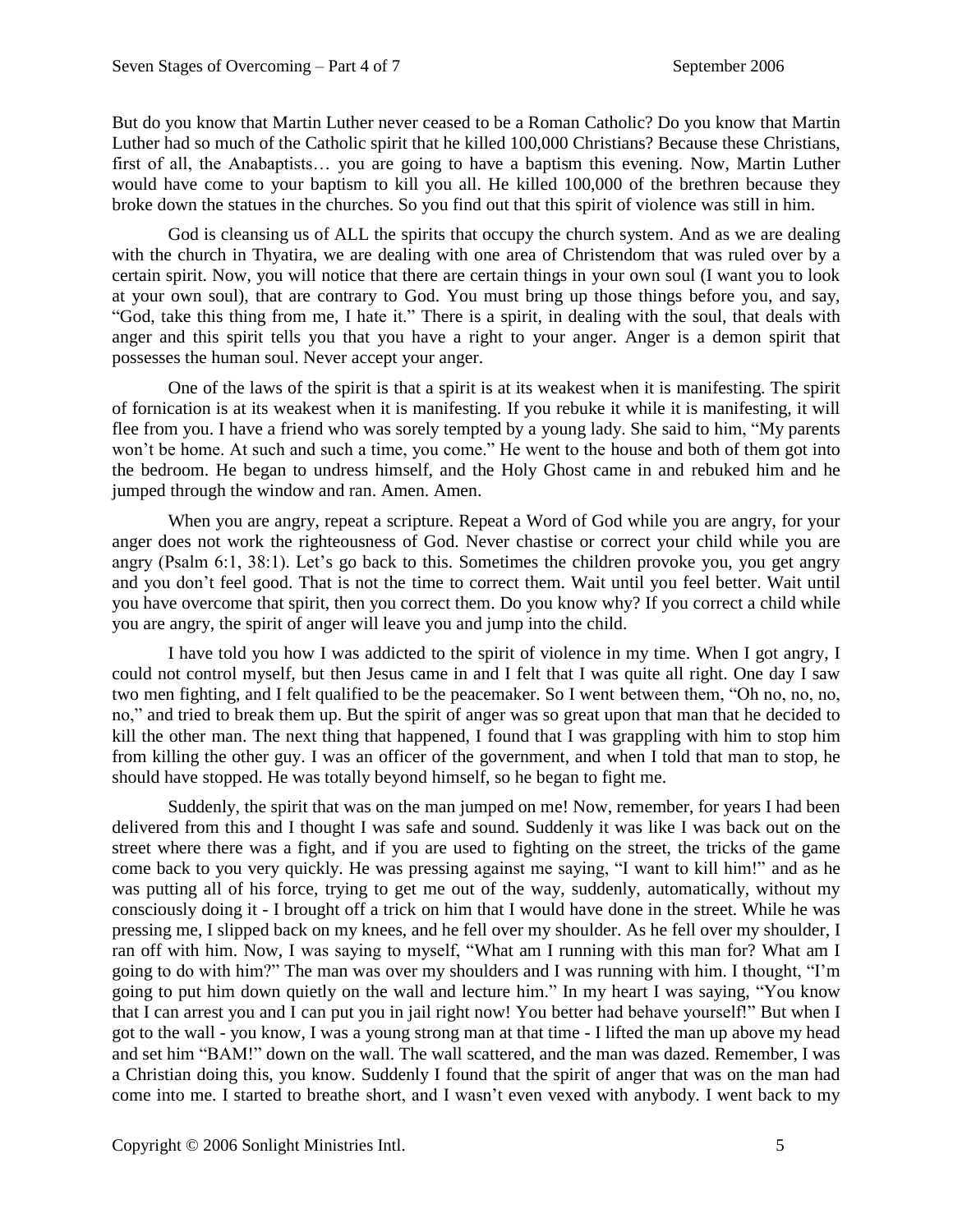But do you know that Martin Luther never ceased to be a Roman Catholic? Do you know that Martin Luther had so much of the Catholic spirit that he killed 100,000 Christians? Because these Christians, first of all, the Anabaptists… you are going to have a baptism this evening. Now, Martin Luther would have come to your baptism to kill you all. He killed 100,000 of the brethren because they broke down the statues in the churches. So you find out that this spirit of violence was still in him.

God is cleansing us of ALL the spirits that occupy the church system. And as we are dealing with the church in Thyatira, we are dealing with one area of Christendom that was ruled over by a certain spirit. Now, you will notice that there are certain things in your own soul (I want you to look at your own soul), that are contrary to God. You must bring up those things before you, and say, "God, take this thing from me, I hate it." There is a spirit, in dealing with the soul, that deals with anger and this spirit tells you that you have a right to your anger. Anger is a demon spirit that possesses the human soul. Never accept your anger.

One of the laws of the spirit is that a spirit is at its weakest when it is manifesting. The spirit of fornication is at its weakest when it is manifesting. If you rebuke it while it is manifesting, it will flee from you. I have a friend who was sorely tempted by a young lady. She said to him, "My parents won't be home. At such and such a time, you come." He went to the house and both of them got into the bedroom. He began to undress himself, and the Holy Ghost came in and rebuked him and he jumped through the window and ran. Amen. Amen.

When you are angry, repeat a scripture. Repeat a Word of God while you are angry, for your anger does not work the righteousness of God. Never chastise or correct your child while you are angry (Psalm 6:1, 38:1). Let's go back to this. Sometimes the children provoke you, you get angry and you don't feel good. That is not the time to correct them. Wait until you feel better. Wait until you have overcome that spirit, then you correct them. Do you know why? If you correct a child while you are angry, the spirit of anger will leave you and jump into the child.

I have told you how I was addicted to the spirit of violence in my time. When I got angry, I could not control myself, but then Jesus came in and I felt that I was quite all right. One day I saw two men fighting, and I felt qualified to be the peacemaker. So I went between them, "Oh no, no, no, no," and tried to break them up. But the spirit of anger was so great upon that man that he decided to kill the other man. The next thing that happened, I found that I was grappling with him to stop him from killing the other guy. I was an officer of the government, and when I told that man to stop, he should have stopped. He was totally beyond himself, so he began to fight me.

Suddenly, the spirit that was on the man jumped on me! Now, remember, for years I had been delivered from this and I thought I was safe and sound. Suddenly it was like I was back out on the street where there was a fight, and if you are used to fighting on the street, the tricks of the game come back to you very quickly. He was pressing against me saying, "I want to kill him!" and as he was putting all of his force, trying to get me out of the way, suddenly, automatically, without my consciously doing it - I brought off a trick on him that I would have done in the street. While he was pressing me, I slipped back on my knees, and he fell over my shoulder. As he fell over my shoulder, I ran off with him. Now, I was saying to myself, "What am I running with this man for? What am I going to do with him?" The man was over my shoulders and I was running with him. I thought, "I'm going to put him down quietly on the wall and lecture him." In my heart I was saying, "You know that I can arrest you and I can put you in jail right now! You better had behave yourself!" But when I got to the wall - you know, I was a young strong man at that time - I lifted the man up above my head and set him "BAM!" down on the wall. The wall scattered, and the man was dazed. Remember, I was a Christian doing this, you know. Suddenly I found that the spirit of anger that was on the man had come into me. I started to breathe short, and I wasn't even vexed with anybody. I went back to my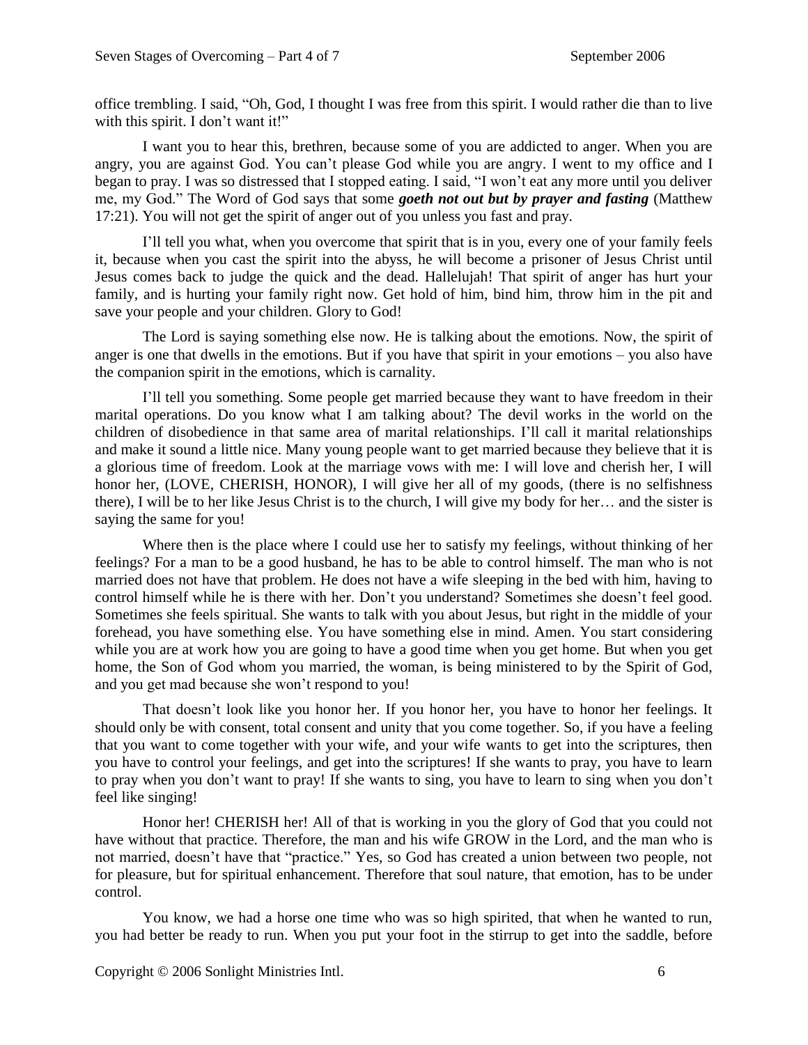office trembling. I said, "Oh, God, I thought I was free from this spirit. I would rather die than to live with this spirit. I don't want it!"

I want you to hear this, brethren, because some of you are addicted to anger. When you are angry, you are against God. You can't please God while you are angry. I went to my office and I began to pray. I was so distressed that I stopped eating. I said, "I won't eat any more until you deliver me, my God." The Word of God says that some ***goeth not out but by prayer and fasting*** (Matthew 17:21). You will not get the spirit of anger out of you unless you fast and pray.

I'll tell you what, when you overcome that spirit that is in you, every one of your family feels it, because when you cast the spirit into the abyss, he will become a prisoner of Jesus Christ until Jesus comes back to judge the quick and the dead. Hallelujah! That spirit of anger has hurt your family, and is hurting your family right now. Get hold of him, bind him, throw him in the pit and save your people and your children. Glory to God!

The Lord is saying something else now. He is talking about the emotions. Now, the spirit of anger is one that dwells in the emotions. But if you have that spirit in your emotions – you also have the companion spirit in the emotions, which is carnality.

I'll tell you something. Some people get married because they want to have freedom in their marital operations. Do you know what I am talking about? The devil works in the world on the children of disobedience in that same area of marital relationships. I'll call it marital relationships and make it sound a little nice. Many young people want to get married because they believe that it is a glorious time of freedom. Look at the marriage vows with me: I will love and cherish her, I will honor her, (LOVE, CHERISH, HONOR), I will give her all of my goods, (there is no selfishness there), I will be to her like Jesus Christ is to the church, I will give my body for her… and the sister is saying the same for you!

Where then is the place where I could use her to satisfy my feelings, without thinking of her feelings? For a man to be a good husband, he has to be able to control himself. The man who is not married does not have that problem. He does not have a wife sleeping in the bed with him, having to control himself while he is there with her. Don't you understand? Sometimes she doesn't feel good. Sometimes she feels spiritual. She wants to talk with you about Jesus, but right in the middle of your forehead, you have something else. You have something else in mind. Amen. You start considering while you are at work how you are going to have a good time when you get home. But when you get home, the Son of God whom you married, the woman, is being ministered to by the Spirit of God, and you get mad because she won't respond to you!

That doesn't look like you honor her. If you honor her, you have to honor her feelings. It should only be with consent, total consent and unity that you come together. So, if you have a feeling that you want to come together with your wife, and your wife wants to get into the scriptures, then you have to control your feelings, and get into the scriptures! If she wants to pray, you have to learn to pray when you don't want to pray! If she wants to sing, you have to learn to sing when you don't feel like singing!

Honor her! CHERISH her! All of that is working in you the glory of God that you could not have without that practice. Therefore, the man and his wife GROW in the Lord, and the man who is not married, doesn't have that "practice." Yes, so God has created a union between two people, not for pleasure, but for spiritual enhancement. Therefore that soul nature, that emotion, has to be under control.

You know, we had a horse one time who was so high spirited, that when he wanted to run, you had better be ready to run. When you put your foot in the stirrup to get into the saddle, before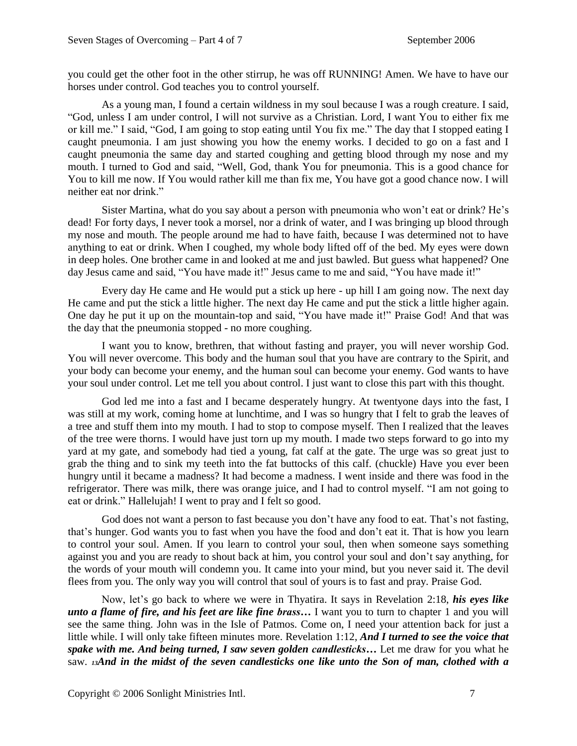you could get the other foot in the other stirrup, he was off RUNNING! Amen. We have to have our horses under control. God teaches you to control yourself.

As a young man, I found a certain wildness in my soul because I was a rough creature. I said, "God, unless I am under control, I will not survive as a Christian. Lord, I want You to either fix me or kill me." I said, "God, I am going to stop eating until You fix me." The day that I stopped eating I caught pneumonia. I am just showing you how the enemy works. I decided to go on a fast and I caught pneumonia the same day and started coughing and getting blood through my nose and my mouth. I turned to God and said, "Well, God, thank You for pneumonia. This is a good chance for You to kill me now. If You would rather kill me than fix me, You have got a good chance now. I will neither eat nor drink."

Sister Martina, what do you say about a person with pneumonia who won't eat or drink? He's dead! For forty days, I never took a morsel, nor a drink of water, and I was bringing up blood through my nose and mouth. The people around me had to have faith, because I was determined not to have anything to eat or drink. When I coughed, my whole body lifted off of the bed. My eyes were down in deep holes. One brother came in and looked at me and just bawled. But guess what happened? One day Jesus came and said, "You have made it!" Jesus came to me and said, "You have made it!"

Every day He came and He would put a stick up here - up hill I am going now. The next day He came and put the stick a little higher. The next day He came and put the stick a little higher again. One day he put it up on the mountain-top and said, "You have made it!" Praise God! And that was the day that the pneumonia stopped - no more coughing.

I want you to know, brethren, that without fasting and prayer, you will never worship God. You will never overcome. This body and the human soul that you have are contrary to the Spirit, and your body can become your enemy, and the human soul can become your enemy. God wants to have your soul under control. Let me tell you about control. I just want to close this part with this thought.

God led me into a fast and I became desperately hungry. At twentyone days into the fast, I was still at my work, coming home at lunchtime, and I was so hungry that I felt to grab the leaves of a tree and stuff them into my mouth. I had to stop to compose myself. Then I realized that the leaves of the tree were thorns. I would have just torn up my mouth. I made two steps forward to go into my yard at my gate, and somebody had tied a young, fat calf at the gate. The urge was so great just to grab the thing and to sink my teeth into the fat buttocks of this calf. (chuckle) Have you ever been hungry until it became a madness? It had become a madness. I went inside and there was food in the refrigerator. There was milk, there was orange juice, and I had to control myself. "I am not going to eat or drink." Hallelujah! I went to pray and I felt so good.

God does not want a person to fast because you don't have any food to eat. That's not fasting, that's hunger. God wants you to fast when you have the food and don't eat it. That is how you learn to control your soul. Amen. If you learn to control your soul, then when someone says something against you and you are ready to shout back at him, you control your soul and don't say anything, for the words of your mouth will condemn you. It came into your mind, but you never said it. The devil flees from you. The only way you will control that soul of yours is to fast and pray. Praise God.

Now, let's go back to where we were in Thyatira. It says in Revelation 2:18, ***his eyes like unto a flame of fire, and his feet are like fine brass…*** I want you to turn to chapter 1 and you will see the same thing. John was in the Isle of Patmos. Come on, I need your attention back for just a little while. I will only take fifteen minutes more. Revelation 1:12, ***And I turned to see the voice that spake with me. And being turned, I saw seven golden candlesticks…*** Let me draw for you what he saw. ***13And in the midst of the seven candlesticks one like unto the Son of man, clothed with a***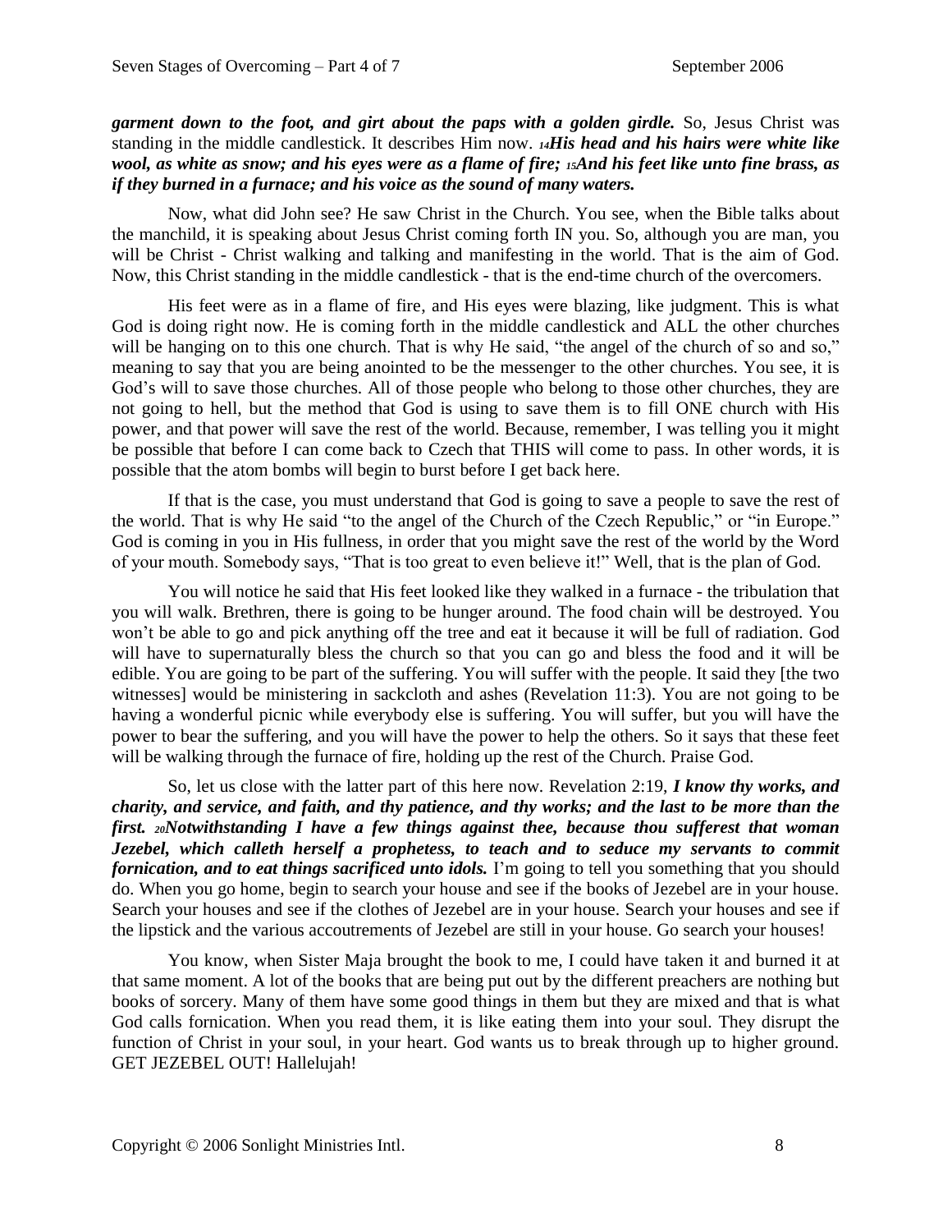***garment down to the foot, and girt about the paps with a golden girdle.*** So, Jesus Christ was standing in the middle candlestick. It describes Him now. ***14His head and his hairs were white like wool, as white as snow; and his eyes were as a flame of fire; 15And his feet like unto fine brass, as if they burned in a furnace; and his voice as the sound of many waters.***

Now, what did John see? He saw Christ in the Church. You see, when the Bible talks about the manchild, it is speaking about Jesus Christ coming forth IN you. So, although you are man, you will be Christ - Christ walking and talking and manifesting in the world. That is the aim of God. Now, this Christ standing in the middle candlestick - that is the end-time church of the overcomers.

His feet were as in a flame of fire, and His eyes were blazing, like judgment. This is what God is doing right now. He is coming forth in the middle candlestick and ALL the other churches will be hanging on to this one church. That is why He said, "the angel of the church of so and so," meaning to say that you are being anointed to be the messenger to the other churches. You see, it is God's will to save those churches. All of those people who belong to those other churches, they are not going to hell, but the method that God is using to save them is to fill ONE church with His power, and that power will save the rest of the world. Because, remember, I was telling you it might be possible that before I can come back to Czech that THIS will come to pass. In other words, it is possible that the atom bombs will begin to burst before I get back here.

If that is the case, you must understand that God is going to save a people to save the rest of the world. That is why He said "to the angel of the Church of the Czech Republic," or "in Europe." God is coming in you in His fullness, in order that you might save the rest of the world by the Word of your mouth. Somebody says, "That is too great to even believe it!" Well, that is the plan of God.

You will notice he said that His feet looked like they walked in a furnace - the tribulation that you will walk. Brethren, there is going to be hunger around. The food chain will be destroyed. You won't be able to go and pick anything off the tree and eat it because it will be full of radiation. God will have to supernaturally bless the church so that you can go and bless the food and it will be edible. You are going to be part of the suffering. You will suffer with the people. It said they [the two witnesses] would be ministering in sackcloth and ashes (Revelation 11:3). You are not going to be having a wonderful picnic while everybody else is suffering. You will suffer, but you will have the power to bear the suffering, and you will have the power to help the others. So it says that these feet will be walking through the furnace of fire, holding up the rest of the Church. Praise God.

So, let us close with the latter part of this here now. Revelation 2:19, ***I know thy works, and charity, and service, and faith, and thy patience, and thy works; and the last to be more than the first. 20Notwithstanding I have a few things against thee, because thou sufferest that woman Jezebel, which calleth herself a prophetess, to teach and to seduce my servants to commit fornication, and to eat things sacrificed unto idols.*** I'm going to tell you something that you should do. When you go home, begin to search your house and see if the books of Jezebel are in your house. Search your houses and see if the clothes of Jezebel are in your house. Search your houses and see if the lipstick and the various accoutrements of Jezebel are still in your house. Go search your houses!

You know, when Sister Maja brought the book to me, I could have taken it and burned it at that same moment. A lot of the books that are being put out by the different preachers are nothing but books of sorcery. Many of them have some good things in them but they are mixed and that is what God calls fornication. When you read them, it is like eating them into your soul. They disrupt the function of Christ in your soul, in your heart. God wants us to break through up to higher ground. GET JEZEBEL OUT! Hallelujah!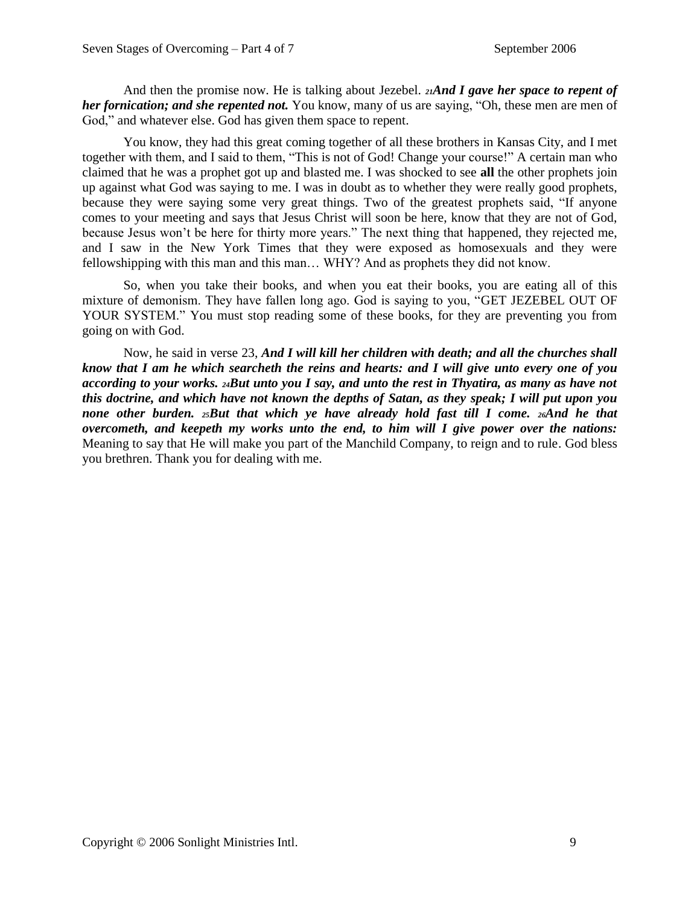And then the promise now. He is talking about Jezebel. *21And I gave her space to repent of her fornication; and she repented not.* You know, many of us are saying, "Oh, these men are men of God," and whatever else. God has given them space to repent.

You know, they had this great coming together of all these brothers in Kansas City, and I met together with them, and I said to them, "This is not of God! Change your course!" A certain man who claimed that he was a prophet got up and blasted me. I was shocked to see **all** the other prophets join up against what God was saying to me. I was in doubt as to whether they were really good prophets, because they were saying some very great things. Two of the greatest prophets said, "If anyone comes to your meeting and says that Jesus Christ will soon be here, know that they are not of God, because Jesus won't be here for thirty more years." The next thing that happened, they rejected me, and I saw in the New York Times that they were exposed as homosexuals and they were fellowshipping with this man and this man… WHY? And as prophets they did not know.

So, when you take their books, and when you eat their books, you are eating all of this mixture of demonism. They have fallen long ago. God is saying to you, "GET JEZEBEL OUT OF YOUR SYSTEM." You must stop reading some of these books, for they are preventing you from going on with God.

Now, he said in verse 23, ***And I will kill her children with death; and all the churches shall know that I am he which searcheth the reins and hearts: and I will give unto every one of you according to your works. 24But unto you I say, and unto the rest in Thyatira, as many as have not this doctrine, and which have not known the depths of Satan, as they speak; I will put upon you none other burden. 25But that which ye have already hold fast till I come. 26And he that overcometh, and keepeth my works unto the end, to him will I give power over the nations:*** Meaning to say that He will make you part of the Manchild Company, to reign and to rule. God bless you brethren. Thank you for dealing with me.